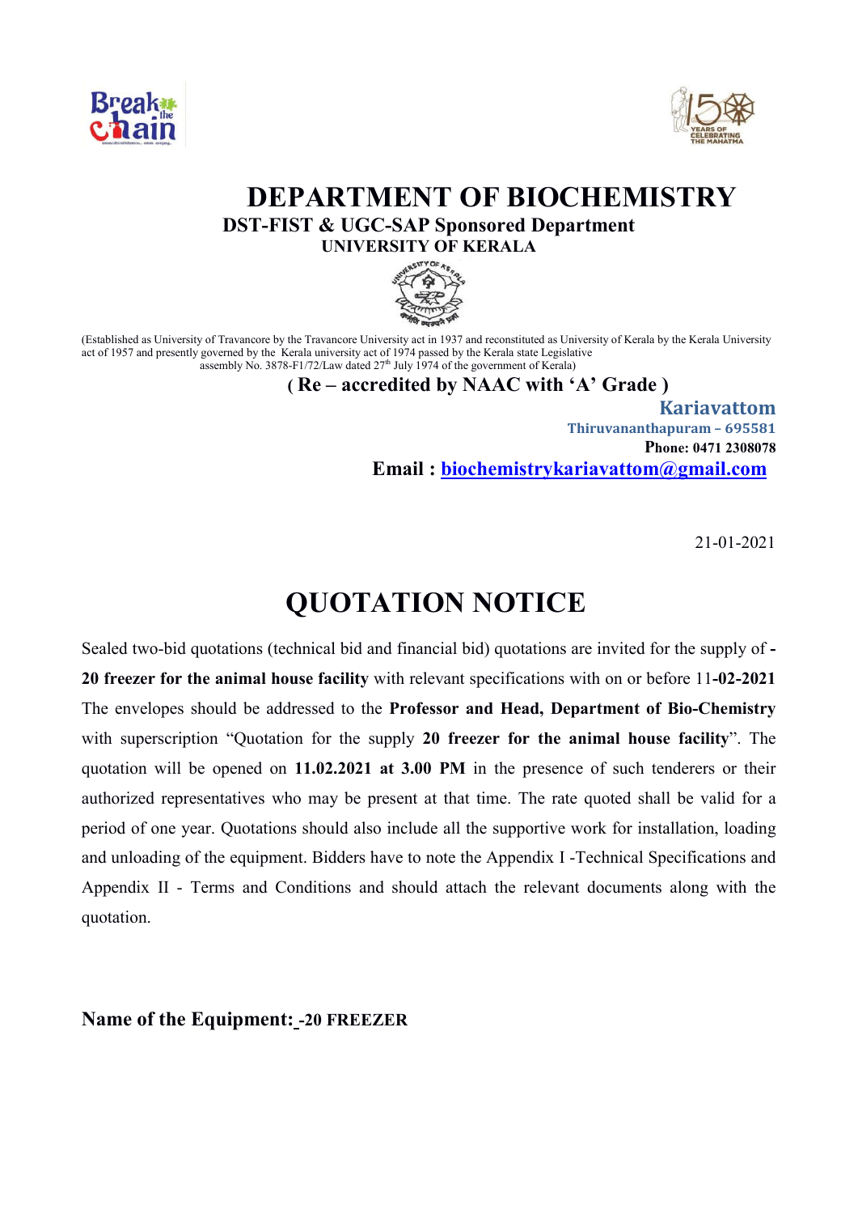# DEPARTMENT OF BIOCHEMISTRY

**DST-FIST & UGC-SAP Sponsored Department**

**UNIVERSITY OF KERALA**

(Established as University of Travancore by the Travancore University act in 1937 and reconstituted as University of Kerala by the Kerala University act of 1957 and presently governed by the Kerala university act of 1974 passed by the Kerala state Legislative assembly No. 3878-F1/72/Law dated 27th July 1974 of the government of Kerala)

**( Re – accredited by NAAC with 'A' Grade )**

**Kariavattom**

**Thiruvananthapuram – 695581**

**Phone: 0471 2308078**

**Email : biochemistrykariavattom@gmail.com**

21-01-2021

# QUOTATION NOTICE

Sealed two-bid quotations (technical bid and financial bid) quotations are invited for the supply of **-20 freezer for the animal house facility** with relevant specifications with on or before 11**-02-2021** The envelopes should be addressed to the **Professor and Head, Department of Bio-Chemistry** with superscription "Quotation for the supply **20 freezer for the animal house facility**". The quotation will be opened on **11.02.2021 at 3.00 PM** in the presence of such tenderers or their authorized representatives who may be present at that time. The rate quoted shall be valid for a period of one year. Quotations should also include all the supportive work for installation, loading and unloading of the equipment. Bidders have to note the Appendix I -Technical Specifications and Appendix II - Terms and Conditions and should attach the relevant documents along with the quotation.

**Name of the Equipment: -20 FREEZER**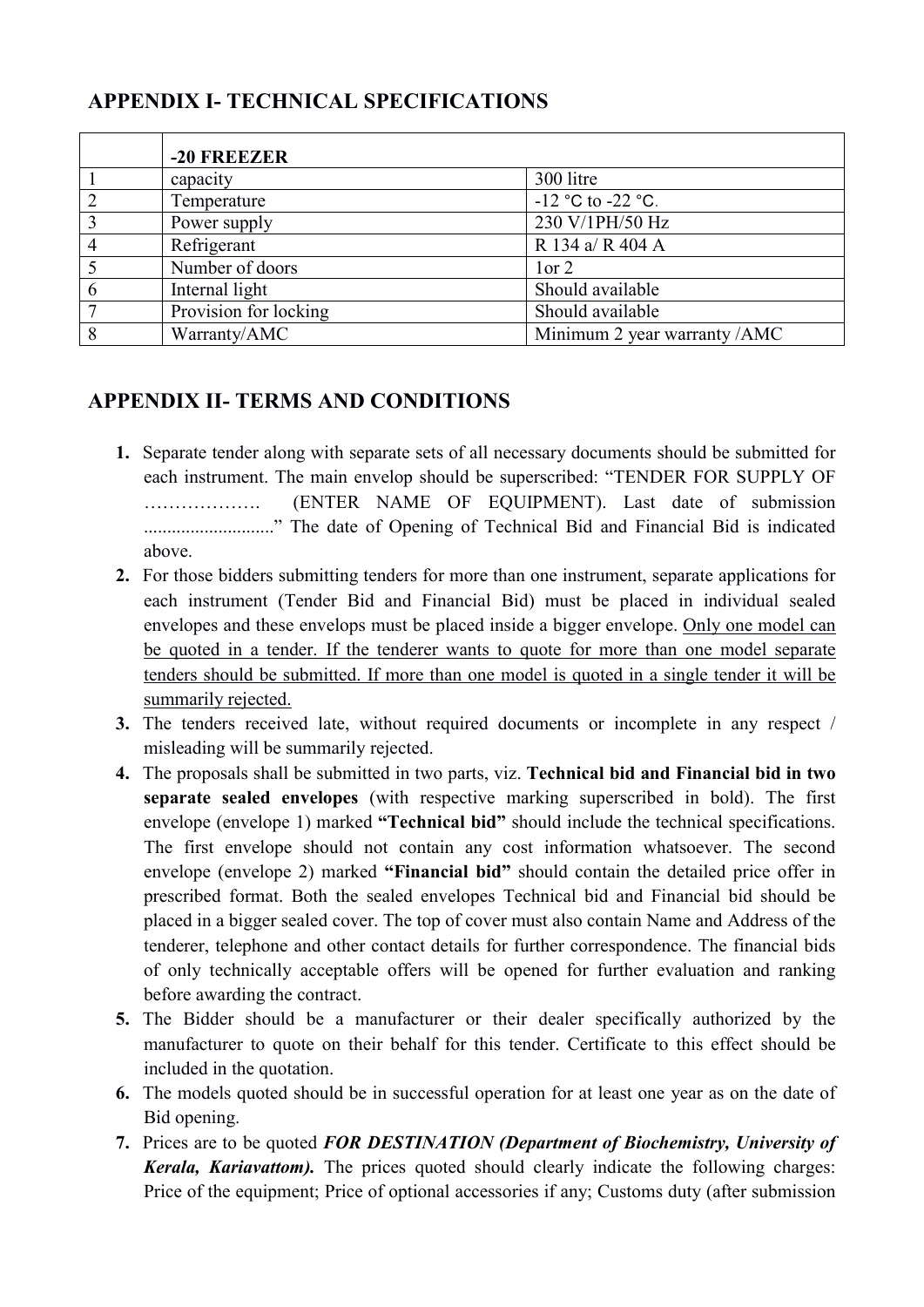## APPENDIX I- TECHNICAL SPECIFICATIONS

| | -20 FREEZER | |
|---|---|---|
| 1 | capacity | 300 litre |
| 2 | Temperature | -12 °C to -22 °C. |
| 3 | Power supply | 230 V/1PH/50 Hz |
| 4 | Refrigerant | R 134 a/ R 404 A |
| 5 | Number of doors | 1or 2 |
| 6 | Internal light | Should available |
| 7 | Provision for locking | Should available |
| 8 | Warranty/AMC | Minimum 2 year warranty /AMC |

## APPENDIX II- TERMS AND CONDITIONS

1. Separate tender along with separate sets of all necessary documents should be submitted for each instrument. The main envelop should be superscribed: "TENDER FOR SUPPLY OF ………………. (ENTER NAME OF EQUIPMENT). Last date of submission ............................" The date of Opening of Technical Bid and Financial Bid is indicated above.
2. For those bidders submitting tenders for more than one instrument, separate applications for each instrument (Tender Bid and Financial Bid) must be placed in individual sealed envelopes and these envelops must be placed inside a bigger envelope. <u>Only one model can be quoted in a tender. If the tenderer wants to quote for more than one model separate tenders should be submitted. If more than one model is quoted in a single tender it will be summarily rejected.</u>
3. The tenders received late, without required documents or incomplete in any respect / misleading will be summarily rejected.
4. The proposals shall be submitted in two parts, viz. **Technical bid and Financial bid in two separate sealed envelopes** (with respective marking superscribed in bold). The first envelope (envelope 1) marked **"Technical bid"** should include the technical specifications. The first envelope should not contain any cost information whatsoever. The second envelope (envelope 2) marked **"Financial bid"** should contain the detailed price offer in prescribed format. Both the sealed envelopes Technical bid and Financial bid should be placed in a bigger sealed cover. The top of cover must also contain Name and Address of the tenderer, telephone and other contact details for further correspondence. The financial bids of only technically acceptable offers will be opened for further evaluation and ranking before awarding the contract.
5. The Bidder should be a manufacturer or their dealer specifically authorized by the manufacturer to quote on their behalf for this tender. Certificate to this effect should be included in the quotation.
6. The models quoted should be in successful operation for at least one year as on the date of Bid opening.
7. Prices are to be quoted ***FOR DESTINATION (Department of Biochemistry, University of Kerala, Kariavattom).*** The prices quoted should clearly indicate the following charges: Price of the equipment; Price of optional accessories if any; Customs duty (after submission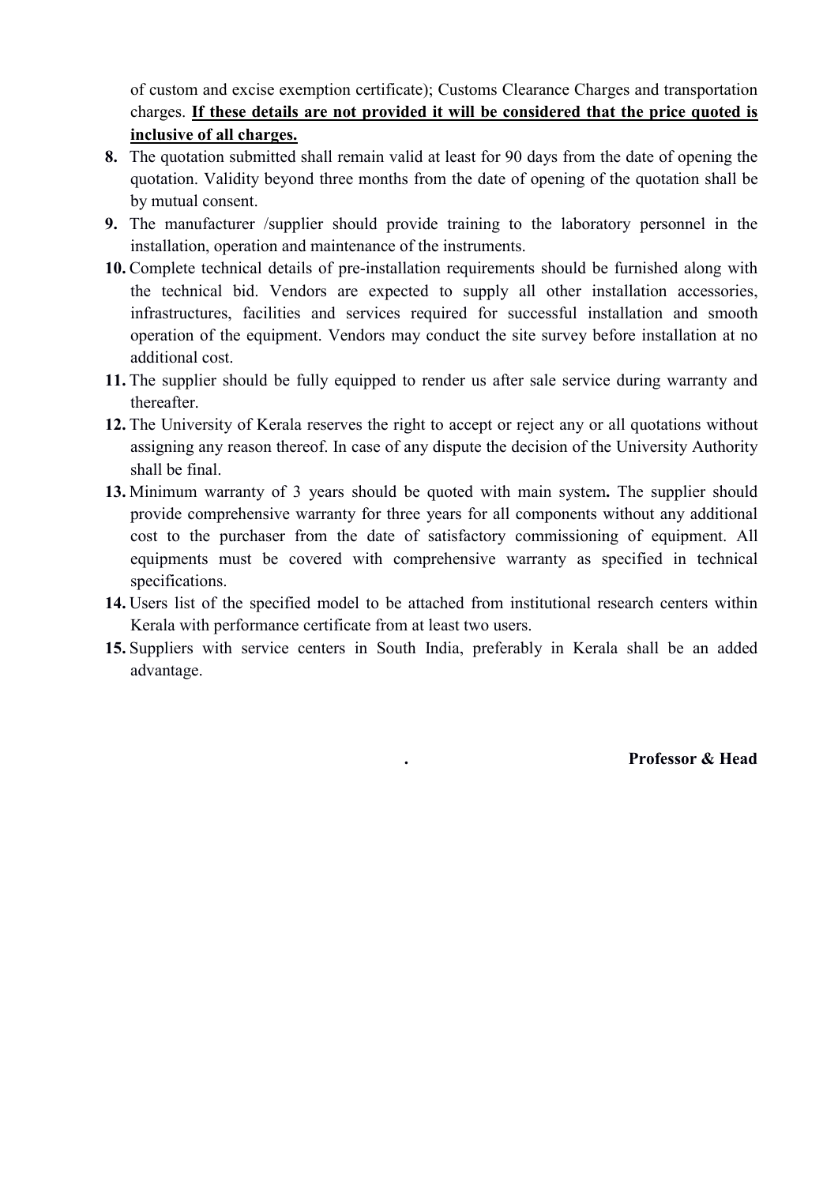of custom and excise exemption certificate); Customs Clearance Charges and transportation charges. **<u>If these details are not provided it will be considered that the price quoted is inclusive of all charges.</u>**

8. The quotation submitted shall remain valid at least for 90 days from the date of opening the quotation. Validity beyond three months from the date of opening of the quotation shall be by mutual consent.
9. The manufacturer /supplier should provide training to the laboratory personnel in the installation, operation and maintenance of the instruments.
10. Complete technical details of pre-installation requirements should be furnished along with the technical bid. Vendors are expected to supply all other installation accessories, infrastructures, facilities and services required for successful installation and smooth operation of the equipment. Vendors may conduct the site survey before installation at no additional cost.
11. The supplier should be fully equipped to render us after sale service during warranty and thereafter.
12. The University of Kerala reserves the right to accept or reject any or all quotations without assigning any reason thereof. In case of any dispute the decision of the University Authority shall be final.
13. Minimum warranty of 3 years should be quoted with main system**.** The supplier should provide comprehensive warranty for three years for all components without any additional cost to the purchaser from the date of satisfactory commissioning of equipment. All equipments must be covered with comprehensive warranty as specified in technical specifications.
14. Users list of the specified model to be attached from institutional research centers within Kerala with performance certificate from at least two users.
15. Suppliers with service centers in South India, preferably in Kerala shall be an added advantage.

**Professor & Head**